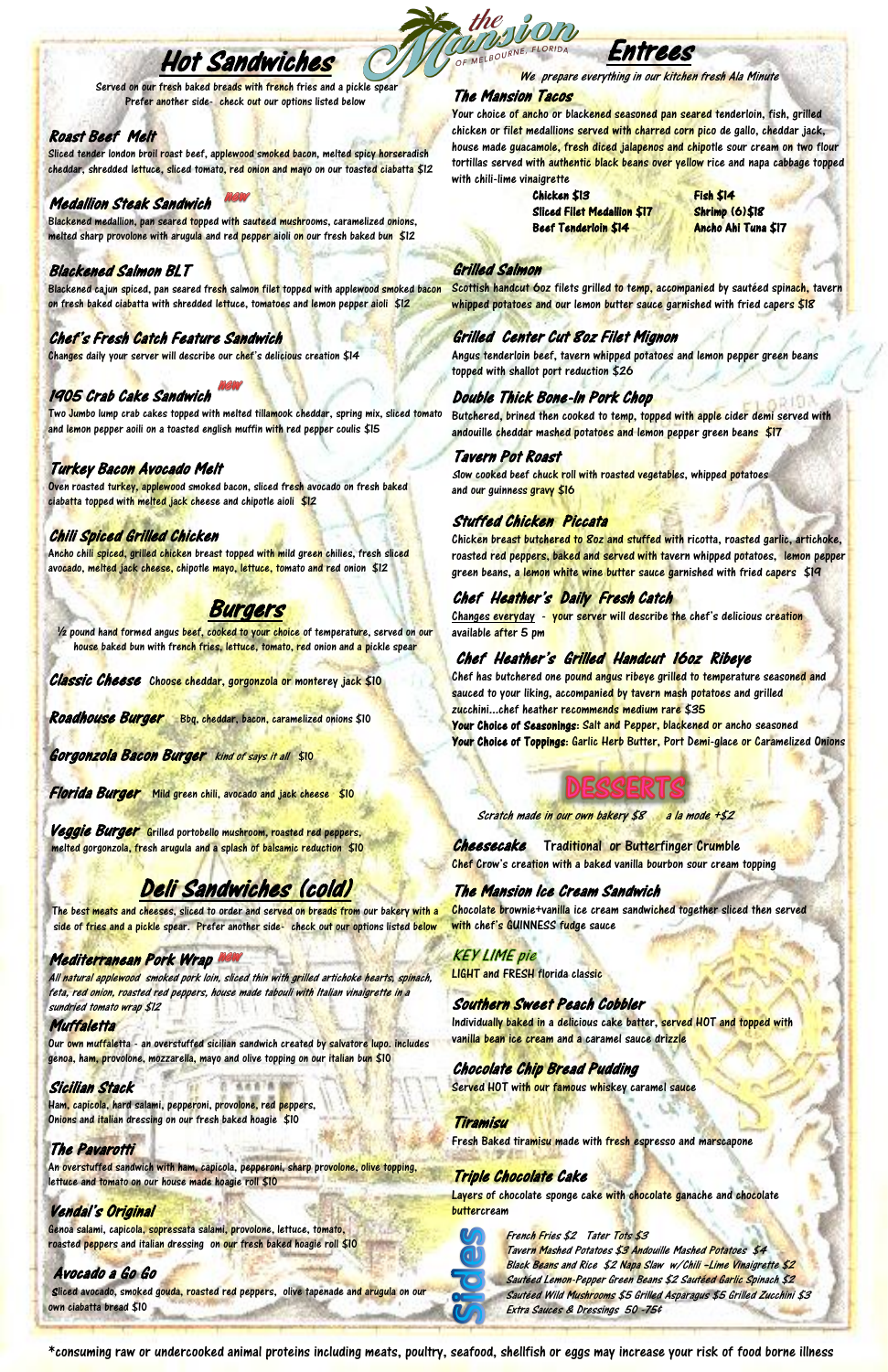# the Mansion OF MELBOURNE, FLORIDA

## Hot Sandwiches

Served on our fresh baked breads with french fries and a pickle spear
Prefer another side- check out our options listed below

### Roast Beef Melt

Sliced tender london broil roast beef, applewood smoked bacon, melted spicy horseradish cheddar, shredded lettuce, sliced tomato, red onion and mayo on our toasted ciabatta $12

### Medallion Steak Sandwich *NEW*

Blackened medallion, pan seared topped with sauteed mushrooms, caramelized onions, melted sharp provolone with arugula and red pepper aioli on our fresh baked bun $12

### Blackened Salmon BLT

Blackened cajun spiced, pan seared fresh salmon filet topped with applewood smoked bacon on fresh baked ciabatta with shredded lettuce, tomatoes and lemon pepper aioli $12

### Chef's Fresh Catch Feature Sandwich

Changes daily your server will describe our chef's delicious creation $14

### 1905 Crab Cake Sandwich *NEW*

Two Jumbo lump crab cakes topped with melted tillamook cheddar, spring mix, sliced tomato and lemon pepper aoili on a toasted english muffin with red pepper coulis $15

### Turkey Bacon Avocado Melt

Oven roasted turkey, applewood smoked bacon, sliced fresh avocado on fresh baked ciabatta topped with melted jack cheese and chipotle aioli $12

### Chili Spiced Grilled Chicken

Ancho chili spiced, grilled chicken breast topped with mild green chilies, fresh sliced avocado, melted jack cheese, chipotle mayo, lettuce, tomato and red onion $12

## Burgers

½ pound hand formed angus beef, cooked to your choice of temperature, served on our house baked bun with french fries, lettuce, tomato, red onion and a pickle spear

**Classic Cheese** Choose cheddar, gorgonzola or monterey jack $10

**Roadhouse Burger** Bbq, cheddar, bacon, caramelized onions $10

**Gorgonzola Bacon Burger** *kind of says it all* $10

**Florida Burger** Mild green chili, avocado and jack cheese $10

**Veggie Burger** Grilled portobello mushroom, roasted red peppers, melted gorgonzola, fresh arugula and a splash of balsamic reduction $10

## Deli Sandwiches (cold)

The best meats and cheeses, sliced to order and served on breads from our bakery with a side of fries and a pickle spear. Prefer another side- check out our options listed below

### Mediterranean Pork Wrap *NEW*

*All natural applewood smoked pork loin, sliced thin with grilled artichoke hearts, spinach, feta, red onion, roasted red peppers, house made tabouli with Italian vinaigrette in a sundried tomato wrap $12*

### Muffaletta

Our own muffaletta - an overstuffed sicilian sandwich created by salvatore lupo. Includes genoa, ham, provolone, mozzarella, mayo and olive topping on our italian bun $10

### Sicilian Stack

Ham, capicola, hard salami, pepperoni, provolone, red peppers, Onions and italian dressing on our fresh baked hoagie $10

### The Pavarotti

An overstuffed sandwich with ham, capicola, pepperoni, sharp provolone, olive topping, lettuce and tomato on our house made hoagie roll $10

### Vendal's Original

Genoa salami, capicola, sopressata salami, provolone, lettuce, tomato, roasted peppers and italian dressing on our fresh baked hoagie roll $10

### Avocado a Go Go

Sliced avocado, smoked gouda, roasted red peppers, olive tapenade and arugula on our own ciabatta bread $10

## Entrees

*We prepare everything in our kitchen fresh Ala Minute*

### The Mansion Tacos

Your choice of ancho or blackened seasoned pan seared tenderloin, fish, grilled chicken or filet medallions served with charred corn pico de gallo, cheddar jack, house made guacamole, fresh diced jalapenos and chipotle sour cream on two flour tortillas served with authentic black beans over yellow rice and napa cabbage topped with chili-lime vinaigrette

- Chicken $13
- Fish $14
- Sliced Filet Medallion $17
- Shrimp (6) $18
- Beef Tenderloin $14
- Ancho Ahi Tuna $17

### Grilled Salmon

Scottish handcut 6oz filets grilled to temp, accompanied by sautéed spinach, tavern whipped potatoes and our lemon butter sauce garnished with fried capers $18

### Grilled Center Cut 8oz Filet Mignon

Angus tenderloin beef, tavern whipped potatoes and lemon pepper green beans topped with shallot port reduction $26

### Double Thick Bone-In Pork Chop

Butchered, brined then cooked to temp, topped with apple cider demi served with andouille cheddar mashed potatoes and lemon pepper green beans $17

### Tavern Pot Roast

Slow cooked beef chuck roll with roasted vegetables, whipped potatoes and our guinness gravy $16

### Stuffed Chicken Piccata

Chicken breast butchered to 8oz and stuffed with ricotta, roasted garlic, artichoke, roasted red peppers, baked and served with tavern whipped potatoes, lemon pepper green beans, a lemon white wine butter sauce garnished with fried capers $19

### Chef Heather's Daily Fresh Catch

Changes everyday - your server will describe the chef's delicious creation available after 5 pm

### Chef Heather's Grilled Handcut 16oz Ribeye

Chef has butchered one pound angus ribeye grilled to temperature seasoned and sauced to your liking, accompanied by tavern mash potatoes and grilled zucchini...chef heather recommends medium rare $35

**Your Choice of Seasonings:** Salt and Pepper, blackened or ancho seasoned

**Your Choice of Toppings:** Garlic Herb Butter, Port Demi-glace or Caramelized Onions

## DESSERTS

*Scratch made in our own bakery $8 a la mode +$2*

### Cheesecake

Traditional or Butterfinger Crumble
Chef Crow's creation with a baked vanilla bourbon sour cream topping

### The Mansion Ice Cream Sandwich

Chocolate brownie+vanilla ice cream sandwiched together sliced then served with chef's GUINNESS fudge sauce

### KEY LIME pie

LIGHT and FRESH florida classic

### Southern Sweet Peach Cobbler

Individually baked in a delicious cake batter, served HOT and topped with vanilla bean ice cream and a caramel sauce drizzle

### Chocolate Chip Bread Pudding

Served HOT with our famous whiskey caramel sauce

### Tiramisu

Fresh Baked tiramisu made with fresh espresso and marscapone

### Triple Chocolate Cake

Layers of chocolate sponge cake with chocolate ganache and chocolate buttercream

## Sides

*French Fries $2 Tater Tots $3*
*Tavern Mashed Potatoes $3 Andouille Mashed Potatoes $4*
*Black Beans and Rice $2 Napa Slaw w/Chili -Lime Vinaigrette $2*
*Sautéed Lemon-Pepper Green Beans $2 Sautéed Garlic Spinach $2*
*Sautéed Wild Mushrooms $5 Grilled Asparagus $5 Grilled Zucchini $3*
*Extra Sauces & Dressings 50 -75¢*

*consuming raw or undercooked animal proteins including meats, poultry, seafood, shellfish or eggs may increase your risk of food borne illness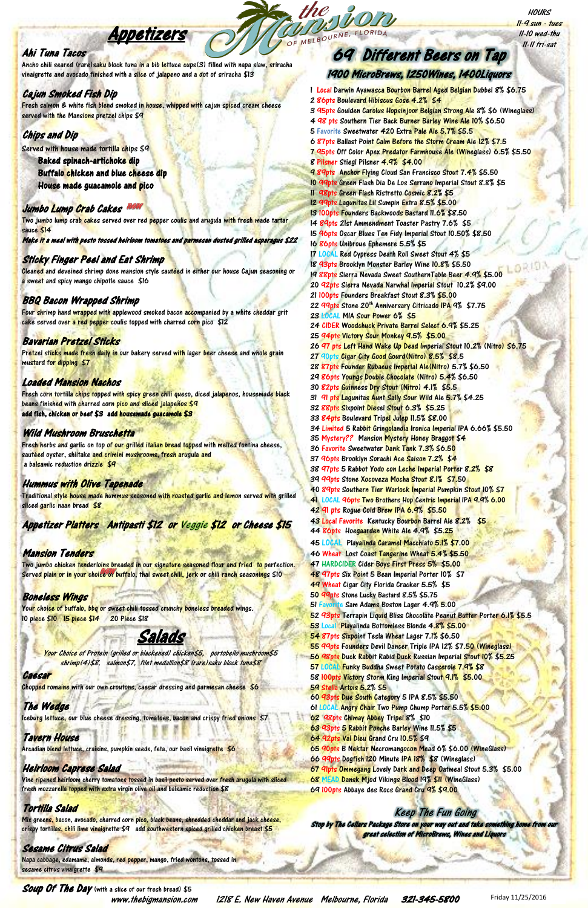# The Mansion
OF MELBOURNE, FLORIDA

HOURS
11-9 sun - tues
11-10 wed-thu
11-11 fri-sat

## Appetizers

### Ahi Tuna Tacos

Ancho chili seared (rare)saku block tuna in a bib lettuce cups(3) filled with napa slaw, sriracha vinaigrette and avocado finished with a slice of jalapeno and a dot of sriracha $13

### Cajun Smoked Fish Dip

Fresh salmon & white fish blend smoked in house, whipped with cajun spiced cream cheese served with the Mansions pretzel chips $9

### Chips and Dip

Served with house made tortilla chips $9

**Baked spinach-artichoke dip**
**Buffalo chicken and blue cheese dip**
**House made guacamole and pico**

### Jumbo Lump Crab Cakes NEW

Two jumbo lump crab cakes served over red pepper coulis and arugula with fresh made tartar sauce $14

***Make it a meal with pesto tossed heirloom tomatoes and parmesan dusted grilled asparagus $22***

### Sticky Finger Peel and Eat Shrimp

Cleaned and deveined shrimp done mansion style sautéed in either our house Cajun seasoning or a sweet and spicy mango chipotle sauce $16

### BBQ Bacon Wrapped Shrimp

Four shrimp hand wrapped with applewood smoked bacon accompanied by a white cheddar grit cake served over a red pepper coulis topped with charred corn pico $12

### Bavarian Pretzel Sticks

Pretzel sticks made fresh daily in our bakery served with lager beer cheese and whole grain mustard for dipping $7

### Loaded Mansion Nachos

Fresh corn tortilla chips topped with spicy green chili queso, diced jalapenos, housemade black beans finished with charred corn pico and sliced jalapeños $9
**add fish, chicken or beef $3 add housemade guacamole $3**

### Wild Mushroom Bruschetta

Fresh herbs and garlic on top of our grilled italian bread topped with melted fontina cheese, sautéed oyster, shiitake and crimini mushrooms, fresh arugula and a balsamic reduction drizzle $9

### Hummus with Olive Tapenade

Traditional style house made hummus seasoned with roasted garlic and lemon served with grilled sliced garlic naan bread $8

### Appetizer Platters Antipasti $12 or Veggie $12 or Cheese $15

### Mansion Tenders

Two jumbo chicken tenderloins breaded in our signature seasoned flour and fried to perfection. Served plain or in your choice of NEW buffalo, thai sweet chili, jerk or chili ranch seasonings $10

### Boneless Wings

Your choice of buffalo, bbq or sweet chili tossed crunchy boneless breaded wings.
10 piece $10 15 piece $14 20 Piece $18

## Salads

*Your Choice of Protein (grilled or blackened) chicken$5, portobello mushroom$5 shrimp(4)$8, salmon$7, filet medallion$8 (rare)saku block tuna$8*

### Caesar

Chopped romaine with our own croutons, caesar dressing and parmesan cheese $6

### The Wedge

Iceburg lettuce, our blue cheese dressing, tomatoes, bacon and crispy fried onions $7

### Tavern House

Arcadian blend lettuce, craisins, pumpkin seeds, feta, our basil vinaigrette $6

### Heirloom Caprese Salad

Vine ripened heirloom cherry tomatoes tossed in basil pesto served over fresh arugula with sliced fresh mozzarella topped with extra virgin olive oil and balsamic reduction $8

### Tortilla Salad

Mix greens, bacon, avocado, charred corn pico, black beans, shredded cheddar and jack cheese, crispy tortillas, chili lime vinaigrette $9 add southwestern spiced grilled chicken breast $5

### Sesame Citrus Salad

Napa cabbage, edamame, almonds, red pepper, mango, fried wontons, tossed in sesame citrus vinaigrette $9

### Soup Of The Day (with a slice of our fresh bread) $5

## 69 Different Beers on Tap

### 1900 MicroBrews, 1250Wines, 1400Liquors

1 Local Darwin Ayawasca Bourbon Barrel Aged Belgian Dubbel 8% $6.75
2 86pts Boulevard Hibiscus Gose 4.2% $4
3 95pts Goulden Carolus Hopsinjoor Belgian Strong Ale 8% $6 (Wineglass)
4 98 pts Southern Tier Back Burner Barley Wine Ale 10% $6.50
5 Favorite Sweetwater 420 Extra Pale Ale 5.7% $5.5
6 87pts Ballast Point Calm Before the Storm Cream Ale 12% $7.5
7 95pts Off Color Apex Predator Farmhouse Ale (Wineglass) 6.5% $5.50
8 Pilsner Stiegl Pilsner 4.9% $4.00
9 89pts Anchor Flying Cloud San Francisco Stout 7.4% $5.50
10 99pts Green Flash Dia De Los Serrano Imperial Stout 8.8% $5
11 98pts Green Flash Ristretto Cosmic 8.2% $5
12 99pts Lagunitas Lil Sumpin Extra 8.5% $5.00
13 100pts Founders Backwoods Bastard 11.6% $8.50
14 89pts 21st Ammendment Toaster Pastry 7.6% $5
15 96pts Oscar Blues Ten Fidy Imperial Stout 10.50% $8.50
16 86pts Unibroue Ephemere 5.5% $5
17 LOCAL Red Cypress Death Roll Sweet Stout 4% $5
18 93pts Brooklyn Monster Barley Wine 10.8% $5.50
19 88pts Sierra Nevada Sweet SouthernTable Beer 4.9% $5.00
20 92pts Sierra Nevada Narwhal Imperial Stout 10.2% $9.00
21 100pts Founders Breakfast Stout 8.3% $5.00
22 99pts Stone 20th Anniversary Citricado IPA 9% $7.75
23 LOCAL MIA Sour Power 6% $5
24 CIDER Woodchuck Private Barrel Select 6.9% $5.25
25 94pts Victory Sour Monkey 9.5% $5.00
26 97 pts Left Hand Wake Up Dead Imperial Stout 10.2% (Nitro) $6.75
27 90pts Cigar City Good Gourd(Nitro) 8.5% $8.5
28 87pts Founder Rubaeus Imperial Ale(Nitro) 5.7% $6.50
29 86pts Youngs Double Chocolate (Nitro) 5.4% $6.50
30 82pts Guinness Dry Stout (Nitro) 4.1% $5.5
31 91 pts Lagunitas Aunt Sally Sour Wild Ale 5.7% $4.25
32 88pts Sixpoint Diesel Stout 6.3% $5.25
33 84pts Boulevard Tripel Julep 11.5% $8.00
34 Limited 5 Rabbit Gringolandia Ironica Imperial IPA 6.66% $5.50
35 Mystery?? Mansion Mystery Honey Braggot $4
36 Favorite Sweetwater Dank Tank 7.3% $6.50
37 96pts Brooklyn Sorachi Ace Saison 7.2% $4
38 97pts 5 Rabbot Yodo con Leche Imperial Porter 8.2% $8
39 99pts Stone Xocoveza Mocha Stout 8.1% $7.50
40 89pts Southern Tier Warlock Imperial Pumpkin Stout 10% $7
41 LOCAL 96pts Two Brothers Hop Centric Imperial IPA 9.9% 6.00
42 91 pts Rogue Cold Brew IPA 6.9% $5.50
43 Local Favorite Kentucky Bourbon Barrel Ale 8.2% $5
44 86pts Hoegaarden White Ale 4.9% $5.25
45 LOCAL Playalinda Caramel Macchiato 5.1% $7.00
46 Wheat Lost Coast Tangerine Wheat 5.4% $5.50
47 HARDCIDER Cider Boys First Press 5% $5.00
48 97pts Six Point 5 Bean Imperial Porter 10% $7
49 Wheat Cigar City Florida Cracker 5.5% $5
50 99pts Stone Lucky Bastard 8.5% $5.75
51 Favorite Sam Adams Boston Lager 4.9% 5.00
52 93pts Terrapin Liquid Bliss Chocolate Peanut Butter Porter 6.1% $5.5
53 Local Playalinda Bottomless Blonde 4.8% $5.00
54 87pts Sixpoint Tesla Wheat Lager 7.1% $6.50
55 99pts Founders Devil Dancer Triple IPA 12% $7.50 (Wineglass)
56 98pts Duck Rabbit Rabid Duck Russian Imperial Stout 10% $5.25
57 LOCAL Funky Buddha Sweet Potato Casserole 7.9% $8
58 100pts Victory Storm King Imperial Stout 9.1% $5.00
59 Stella Artois 5.2% $5
60 93pts Due South Category 5 IPA 8.5% $5.50
61 LOCAL Angry Chair Two Pump Chump Porter 5.5% $5.00
62 98pts Chimay Abbey Tripel 8% $10
63 93pts 5 Rabbit Ponche Barley Wine 11.5% $5
64 92pts Val Dieu Grand Cru 10.5% $9
65 90pts B Nektar Necromangocon Mead 6% $6.00 (WineGlass)
66 99pts Dogfish 120 Minute IPA 18% $8 (Wineglass)
67 91pts Ommegang Lovely Dark and Deep Oatmeal Stout 5.3% $5.00
68 MEAD Dansk Mjod Vikings Blood 19% $11 (WineGlass)
69 100pts Abbaye des Rocs Grand Cru 9% $9.00

### Keep The Fun Going

***Stop by The Cellars Package Store on your way out and take something home from our great selection of MicroBrews, Wines and Liquors***

www.thebigmansion.com 1218 E. New Haven Avenue Melbourne, Florida 321-345-5800

Friday 11/25/2016